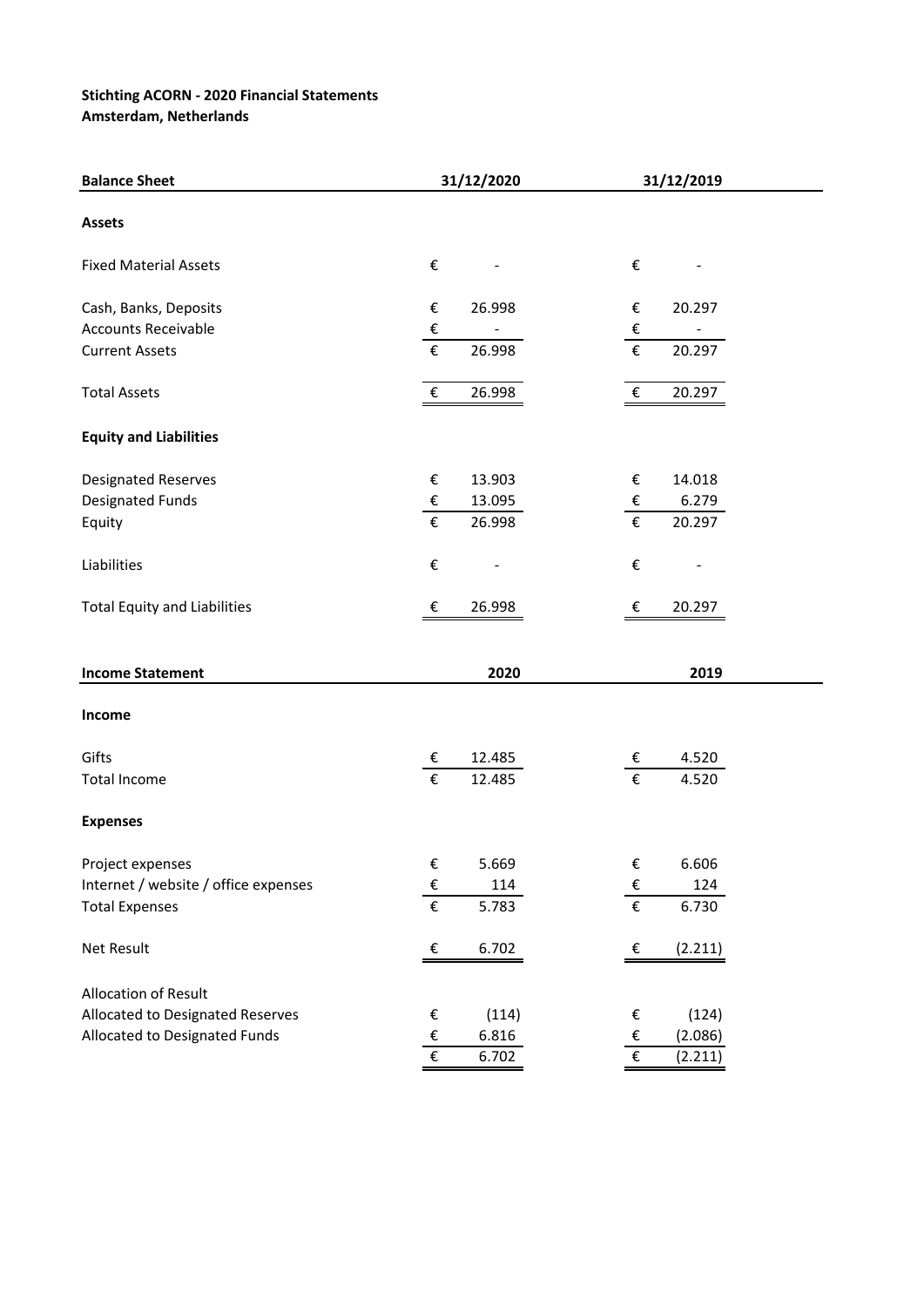**Stichting ACORN - 2020 Financial Statements**
**Amsterdam, Netherlands**

| **Balance Sheet** | **31/12/2020** | **31/12/2019** |
|---|---|---|
| **Assets** | | |
| Fixed Material Assets | € - | € - |
| Cash, Banks, Deposits | € 26.998 | € 20.297 |
| Accounts Receivable | € - | € - |
| Current Assets | € 26.998 | € 20.297 |
| Total Assets | € 26.998 | € 20.297 |
| **Equity and Liabilities** | | |
| Designated Reserves | € 13.903 | € 14.018 |
| Designated Funds | € 13.095 | € 6.279 |
| Equity | € 26.998 | € 20.297 |
| Liabilities | € - | € - |
| Total Equity and Liabilities | € 26.998 | € 20.297 |

| **Income Statement** | **2020** | **2019** |
|---|---|---|
| **Income** | | |
| Gifts | € 12.485 | € 4.520 |
| Total Income | € 12.485 | € 4.520 |
| **Expenses** | | |
| Project expenses | € 5.669 | € 6.606 |
| Internet / website / office expenses | € 114 | € 124 |
| Total Expenses | € 5.783 | € 6.730 |
| Net Result | € 6.702 | € (2.211) |
| Allocation of Result | | |
| Allocated to Designated Reserves | € (114) | € (124) |
| Allocated to Designated Funds | € 6.816 | € (2.086) |
| | € 6.702 | € (2.211) |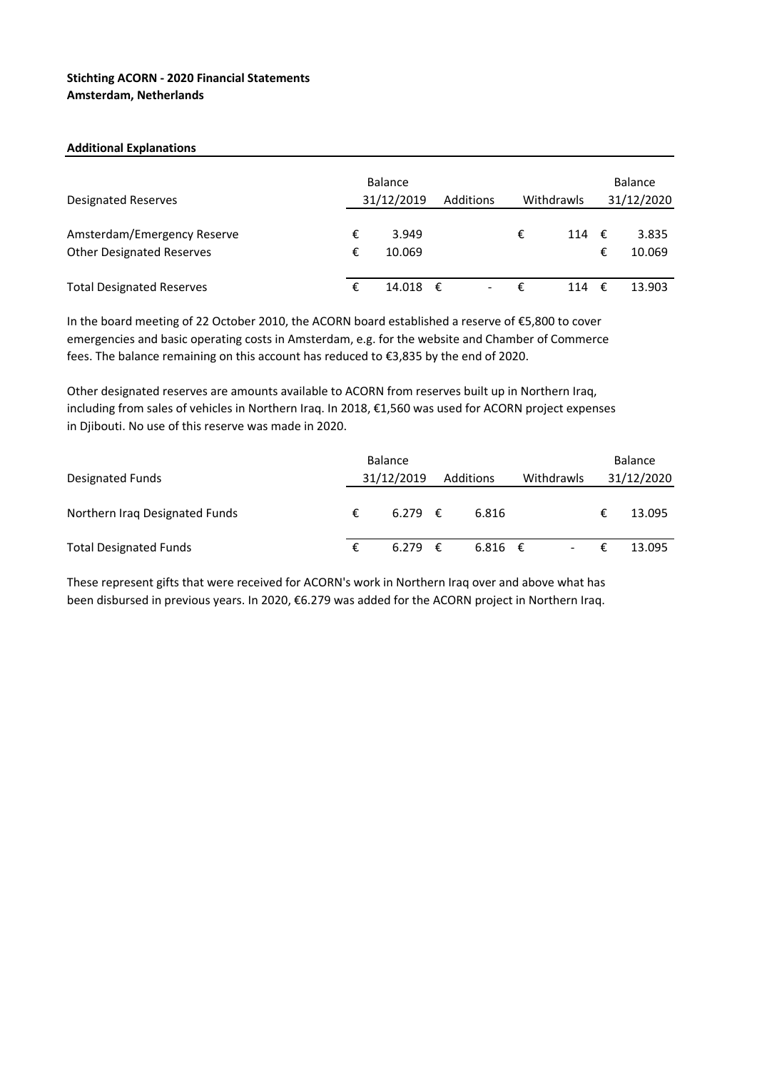**Stichting ACORN - 2020 Financial Statements**
**Amsterdam, Netherlands**

**Additional Explanations**

| Designated Reserves | Balance 31/12/2019 | Additions | Withdrawls | Balance 31/12/2020 |
|---|---|---|---|---|
| Amsterdam/Emergency Reserve | € 3.949 | | € 114 | € 3.835 |
| Other Designated Reserves | € 10.069 | | | € 10.069 |
| Total Designated Reserves | € 14.018 | € - | € 114 | € 13.903 |

In the board meeting of 22 October 2010, the ACORN board established a reserve of €5,800 to cover emergencies and basic operating costs in Amsterdam, e.g. for the website and Chamber of Commerce fees. The balance remaining on this account has reduced to €3,835 by the end of 2020.

Other designated reserves are amounts available to ACORN from reserves built up in Northern Iraq, including from sales of vehicles in Northern Iraq. In 2018, €1,560 was used for ACORN project expenses in Djibouti. No use of this reserve was made in 2020.

| Designated Funds | Balance 31/12/2019 | Additions | Withdrawls | Balance 31/12/2020 |
|---|---|---|---|---|
| Northern Iraq Designated Funds | € 6.279 | € 6.816 | | € 13.095 |
| Total Designated Funds | € 6.279 | € 6.816 | € - | € 13.095 |

These represent gifts that were received for ACORN's work in Northern Iraq over and above what has been disbursed in previous years. In 2020, €6.279 was added for the ACORN project in Northern Iraq.